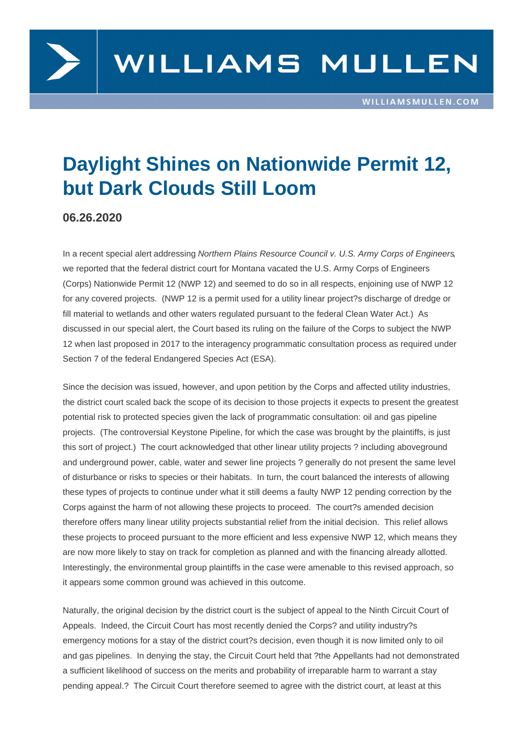# Daylight Shines on Nationwide Permit 12, but Dark Clouds Still Loom

**06.26.2020**

In a recent special alert addressing *Northern Plains Resource Council v. U.S. Army Corps of Engineers*, we reported that the federal district court for Montana vacated the U.S. Army Corps of Engineers (Corps) Nationwide Permit 12 (NWP 12) and seemed to do so in all respects, enjoining use of NWP 12 for any covered projects. (NWP 12 is a permit used for a utility linear project?s discharge of dredge or fill material to wetlands and other waters regulated pursuant to the federal Clean Water Act.) As discussed in our special alert, the Court based its ruling on the failure of the Corps to subject the NWP 12 when last proposed in 2017 to the interagency programmatic consultation process as required under Section 7 of the federal Endangered Species Act (ESA).

Since the decision was issued, however, and upon petition by the Corps and affected utility industries, the district court scaled back the scope of its decision to those projects it expects to present the greatest potential risk to protected species given the lack of programmatic consultation: oil and gas pipeline projects. (The controversial Keystone Pipeline, for which the case was brought by the plaintiffs, is just this sort of project.) The court acknowledged that other linear utility projects ? including aboveground and underground power, cable, water and sewer line projects ? generally do not present the same level of disturbance or risks to species or their habitats. In turn, the court balanced the interests of allowing these types of projects to continue under what it still deems a faulty NWP 12 pending correction by the Corps against the harm of not allowing these projects to proceed. The court?s amended decision therefore offers many linear utility projects substantial relief from the initial decision. This relief allows these projects to proceed pursuant to the more efficient and less expensive NWP 12, which means they are now more likely to stay on track for completion as planned and with the financing already allotted. Interestingly, the environmental group plaintiffs in the case were amenable to this revised approach, so it appears some common ground was achieved in this outcome.

Naturally, the original decision by the district court is the subject of appeal to the Ninth Circuit Court of Appeals. Indeed, the Circuit Court has most recently denied the Corps? and utility industry?s emergency motions for a stay of the district court?s decision, even though it is now limited only to oil and gas pipelines. In denying the stay, the Circuit Court held that ?the Appellants had not demonstrated a sufficient likelihood of success on the merits and probability of irreparable harm to warrant a stay pending appeal.? The Circuit Court therefore seemed to agree with the district court, at least at this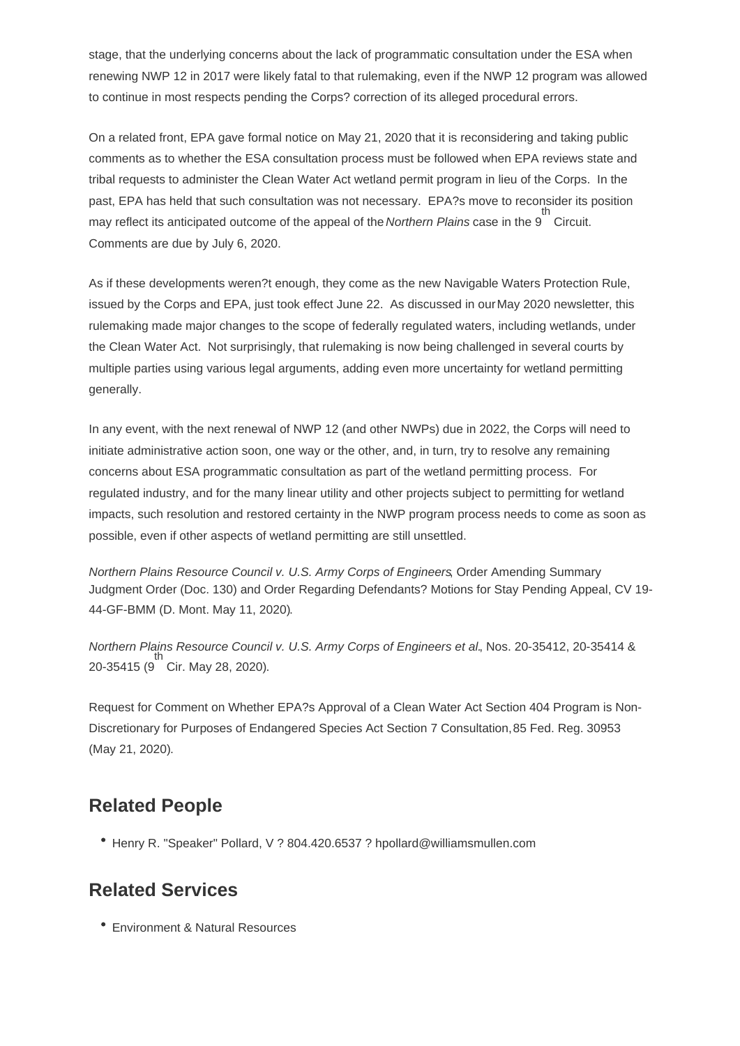stage, that the underlying concerns about the lack of programmatic consultation under the ESA when renewing NWP 12 in 2017 were likely fatal to that rulemaking, even if the NWP 12 program was allowed to continue in most respects pending the Corps? correction of its alleged procedural errors.

On a related front, EPA gave formal notice on May 21, 2020 that it is reconsidering and taking public comments as to whether the ESA consultation process must be followed when EPA reviews state and tribal requests to administer the Clean Water Act wetland permit program in lieu of the Corps. In the past, EPA has held that such consultation was not necessary. EPA?s move to reconsider its position may reflect its anticipated outcome of the appeal of the *Northern Plains* case in the 9th Circuit. Comments are due by July 6, 2020.

As if these developments weren?t enough, they come as the new Navigable Waters Protection Rule, issued by the Corps and EPA, just took effect June 22. As discussed in our May 2020 newsletter, this rulemaking made major changes to the scope of federally regulated waters, including wetlands, under the Clean Water Act. Not surprisingly, that rulemaking is now being challenged in several courts by multiple parties using various legal arguments, adding even more uncertainty for wetland permitting generally.

In any event, with the next renewal of NWP 12 (and other NWPs) due in 2022, the Corps will need to initiate administrative action soon, one way or the other, and, in turn, try to resolve any remaining concerns about ESA programmatic consultation as part of the wetland permitting process. For regulated industry, and for the many linear utility and other projects subject to permitting for wetland impacts, such resolution and restored certainty in the NWP program process needs to come as soon as possible, even if other aspects of wetland permitting are still unsettled.

*Northern Plains Resource Council v. U.S. Army Corps of Engineers*, Order Amending Summary Judgment Order (Doc. 130) and Order Regarding Defendants? Motions for Stay Pending Appeal, CV 19-44-GF-BMM (D. Mont. May 11, 2020).

*Northern Plains Resource Council v. U.S. Army Corps of Engineers et al.*, Nos. 20-35412, 20-35414 & 20-35415 (9th Cir. May 28, 2020).

Request for Comment on Whether EPA?s Approval of a Clean Water Act Section 404 Program is Non-Discretionary for Purposes of Endangered Species Act Section 7 Consultation, 85 Fed. Reg. 30953 (May 21, 2020).

## Related People

- Henry R. "Speaker" Pollard, V ? 804.420.6537 ? hpollard@williamsmullen.com

## Related Services

- Environment & Natural Resources